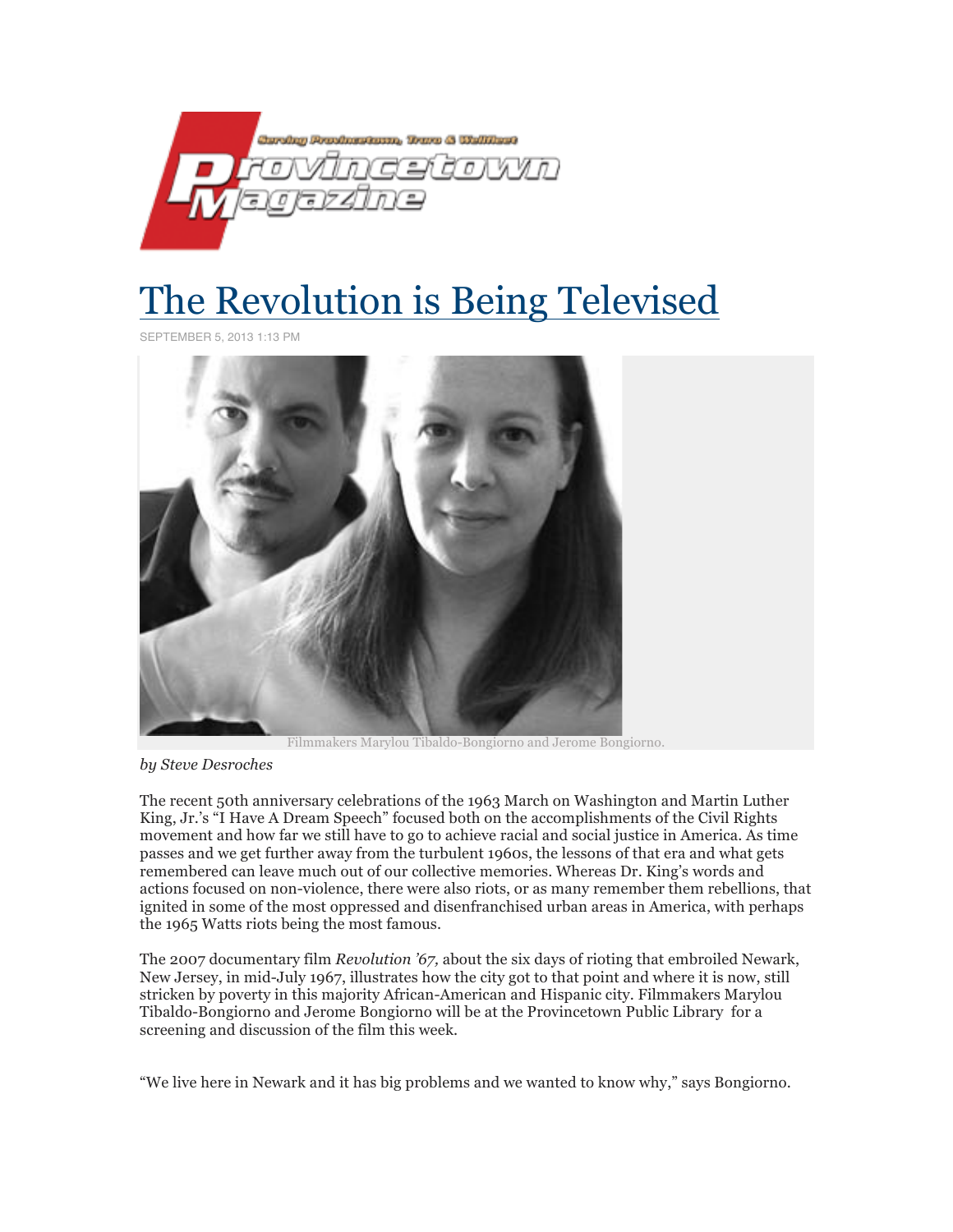Serving Provincetown, Truro & Wellfleet

Provincetown Magazine

# The Revolution is Being Televised

SEPTEMBER 5, 2013 1:13 PM

Filmmakers Marylou Tibaldo-Bongiorno and Jerome Bongiorno.

*by Steve Desroches*

The recent 50th anniversary celebrations of the 1963 March on Washington and Martin Luther King, Jr.'s "I Have A Dream Speech" focused both on the accomplishments of the Civil Rights movement and how far we still have to go to achieve racial and social justice in America. As time passes and we get further away from the turbulent 1960s, the lessons of that era and what gets remembered can leave much out of our collective memories. Whereas Dr. King's words and actions focused on non-violence, there were also riots, or as many remember them rebellions, that ignited in some of the most oppressed and disenfranchised urban areas in America, with perhaps the 1965 Watts riots being the most famous.

The 2007 documentary film *Revolution '67,* about the six days of rioting that embroiled Newark, New Jersey, in mid-July 1967, illustrates how the city got to that point and where it is now, still stricken by poverty in this majority African-American and Hispanic city. Filmmakers Marylou Tibaldo-Bongiorno and Jerome Bongiorno will be at the Provincetown Public Library for a screening and discussion of the film this week.

"We live here in Newark and it has big problems and we wanted to know why," says Bongiorno.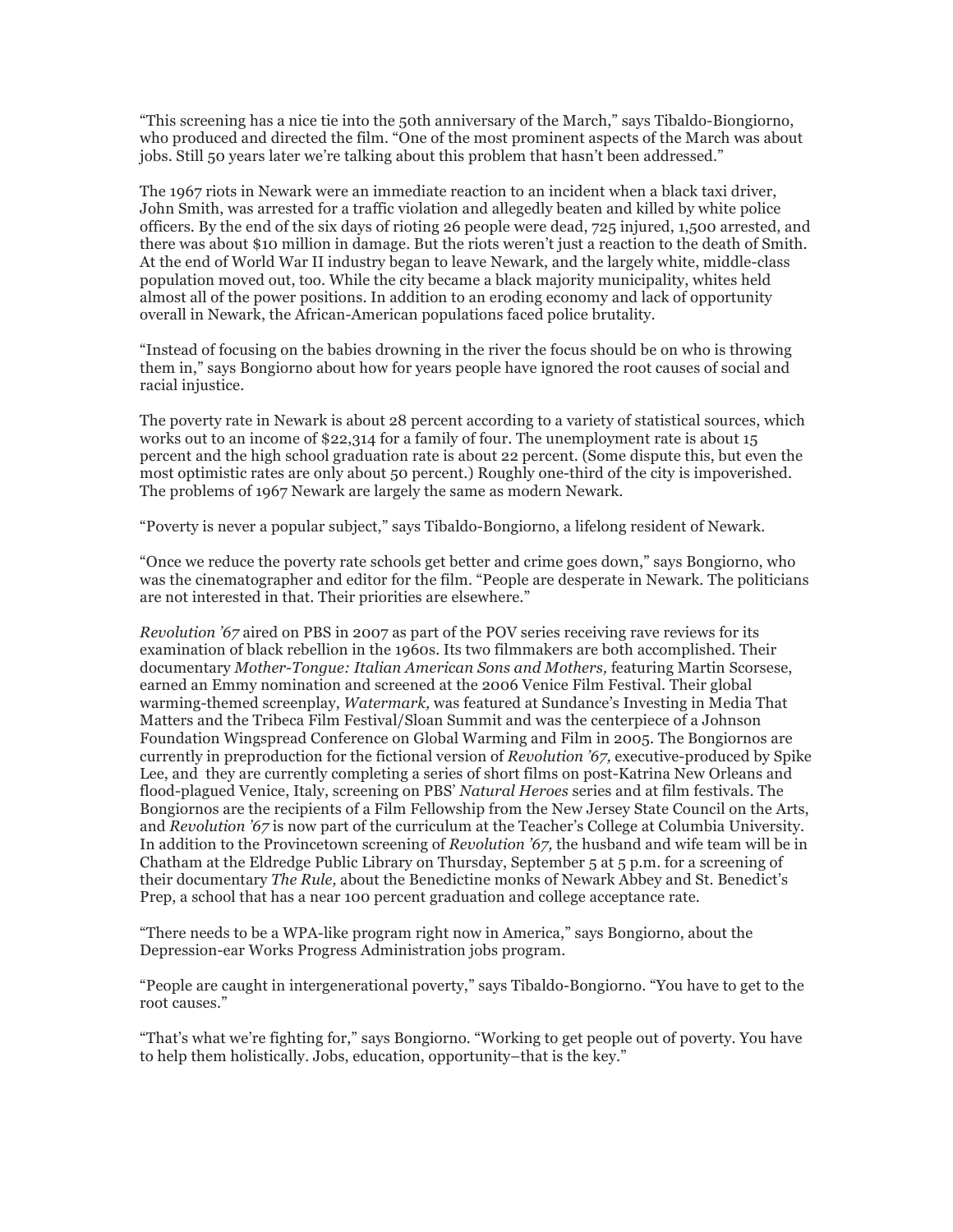"This screening has a nice tie into the 50th anniversary of the March," says Tibaldo-Biongiorno, who produced and directed the film. "One of the most prominent aspects of the March was about jobs. Still 50 years later we're talking about this problem that hasn't been addressed."

The 1967 riots in Newark were an immediate reaction to an incident when a black taxi driver, John Smith, was arrested for a traffic violation and allegedly beaten and killed by white police officers. By the end of the six days of rioting 26 people were dead, 725 injured, 1,500 arrested, and there was about $10 million in damage. But the riots weren't just a reaction to the death of Smith. At the end of World War II industry began to leave Newark, and the largely white, middle-class population moved out, too. While the city became a black majority municipality, whites held almost all of the power positions. In addition to an eroding economy and lack of opportunity overall in Newark, the African-American populations faced police brutality.

"Instead of focusing on the babies drowning in the river the focus should be on who is throwing them in," says Bongiorno about how for years people have ignored the root causes of social and racial injustice.

The poverty rate in Newark is about 28 percent according to a variety of statistical sources, which works out to an income of $22,314 for a family of four. The unemployment rate is about 15 percent and the high school graduation rate is about 22 percent. (Some dispute this, but even the most optimistic rates are only about 50 percent.) Roughly one-third of the city is impoverished. The problems of 1967 Newark are largely the same as modern Newark.

"Poverty is never a popular subject," says Tibaldo-Bongiorno, a lifelong resident of Newark.

"Once we reduce the poverty rate schools get better and crime goes down," says Bongiorno, who was the cinematographer and editor for the film. "People are desperate in Newark. The politicians are not interested in that. Their priorities are elsewhere."

*Revolution '67* aired on PBS in 2007 as part of the POV series receiving rave reviews for its examination of black rebellion in the 1960s. Its two filmmakers are both accomplished. Their documentary *Mother-Tongue: Italian American Sons and Mothers,* featuring Martin Scorsese, earned an Emmy nomination and screened at the 2006 Venice Film Festival. Their global warming-themed screenplay, *Watermark,* was featured at Sundance's Investing in Media That Matters and the Tribeca Film Festival/Sloan Summit and was the centerpiece of a Johnson Foundation Wingspread Conference on Global Warming and Film in 2005. The Bongiornos are currently in preproduction for the fictional version of *Revolution '67,* executive-produced by Spike Lee, and they are currently completing a series of short films on post-Katrina New Orleans and flood-plagued Venice, Italy, screening on PBS' *Natural Heroes* series and at film festivals. The Bongiornos are the recipients of a Film Fellowship from the New Jersey State Council on the Arts, and *Revolution '67* is now part of the curriculum at the Teacher's College at Columbia University. In addition to the Provincetown screening of *Revolution '67,* the husband and wife team will be in Chatham at the Eldredge Public Library on Thursday, September 5 at 5 p.m. for a screening of their documentary *The Rule,* about the Benedictine monks of Newark Abbey and St. Benedict's Prep, a school that has a near 100 percent graduation and college acceptance rate.

"There needs to be a WPA-like program right now in America," says Bongiorno, about the Depression-ear Works Progress Administration jobs program.

"People are caught in intergenerational poverty," says Tibaldo-Bongiorno. "You have to get to the root causes."

"That's what we're fighting for," says Bongiorno. "Working to get people out of poverty. You have to help them holistically. Jobs, education, opportunity–that is the key."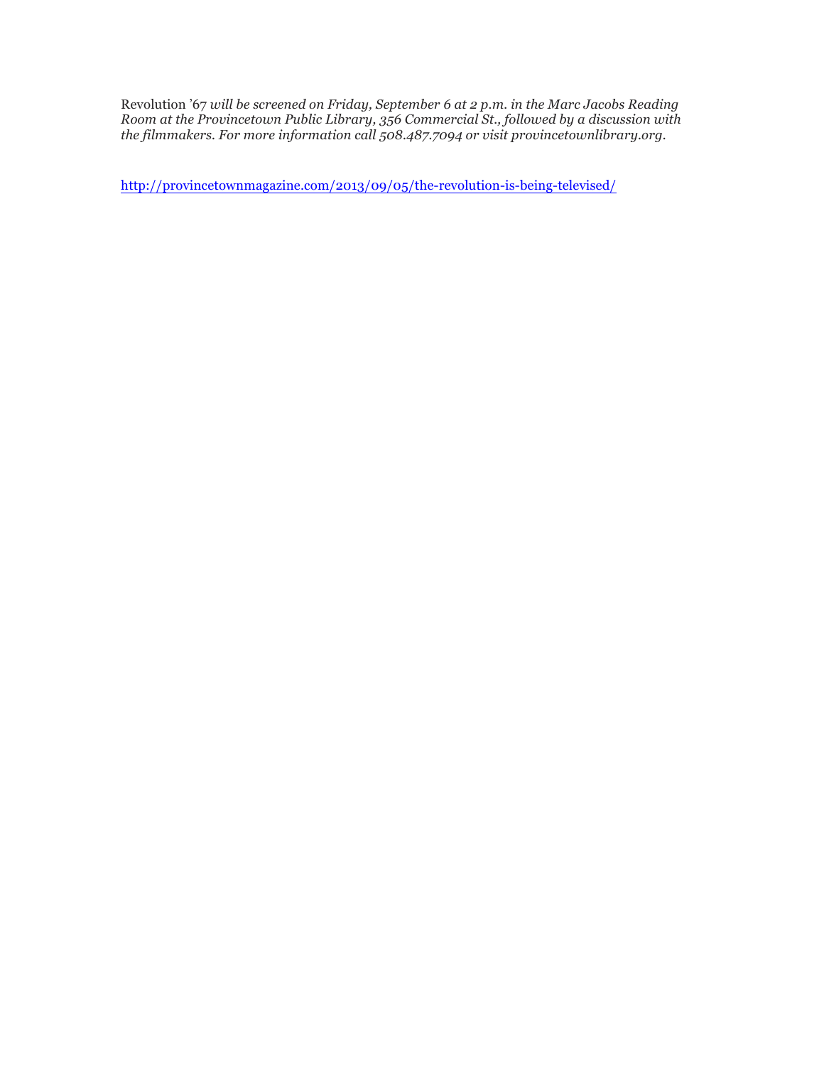Revolution '67 *will be screened on Friday, September 6 at 2 p.m. in the Marc Jacobs Reading Room at the Provincetown Public Library, 356 Commercial St., followed by a discussion with the filmmakers. For more information call 508.487.7094 or visit provincetownlibrary.org.*

http://provincetownmagazine.com/2013/09/05/the-revolution-is-being-televised/